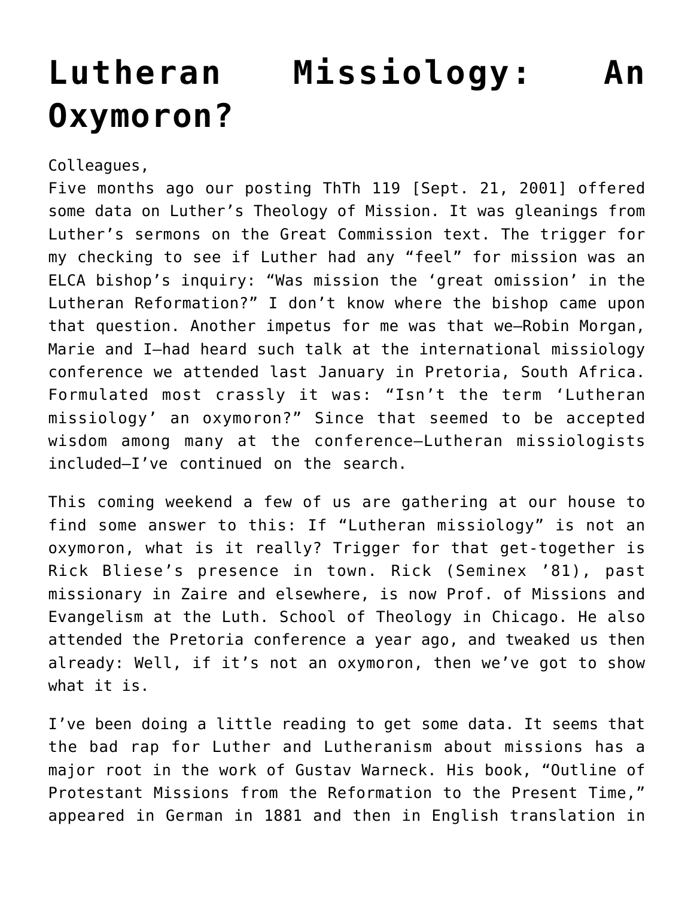# Lutheran Missiology: An Oxymoron?

Colleagues,

Five months ago our posting ThTh 119 [Sept. 21, 2001] offered some data on Luther's Theology of Mission. It was gleanings from Luther's sermons on the Great Commission text. The trigger for my checking to see if Luther had any "feel" for mission was an ELCA bishop's inquiry: "Was mission the 'great omission' in the Lutheran Reformation?" I don't know where the bishop came upon that question. Another impetus for me was that we—Robin Morgan, Marie and I—had heard such talk at the international missiology conference we attended last January in Pretoria, South Africa. Formulated most crassly it was: "Isn't the term 'Lutheran missiology' an oxymoron?" Since that seemed to be accepted wisdom among many at the conference—Lutheran missiologists included—I've continued on the search.

This coming weekend a few of us are gathering at our house to find some answer to this: If "Lutheran missiology" is not an oxymoron, what is it really? Trigger for that get-together is Rick Bliese's presence in town. Rick (Seminex '81), past missionary in Zaire and elsewhere, is now Prof. of Missions and Evangelism at the Luth. School of Theology in Chicago. He also attended the Pretoria conference a year ago, and tweaked us then already: Well, if it's not an oxymoron, then we've got to show what it is.

I've been doing a little reading to get some data. It seems that the bad rap for Luther and Lutheranism about missions has a major root in the work of Gustav Warneck. His book, "Outline of Protestant Missions from the Reformation to the Present Time," appeared in German in 1881 and then in English translation in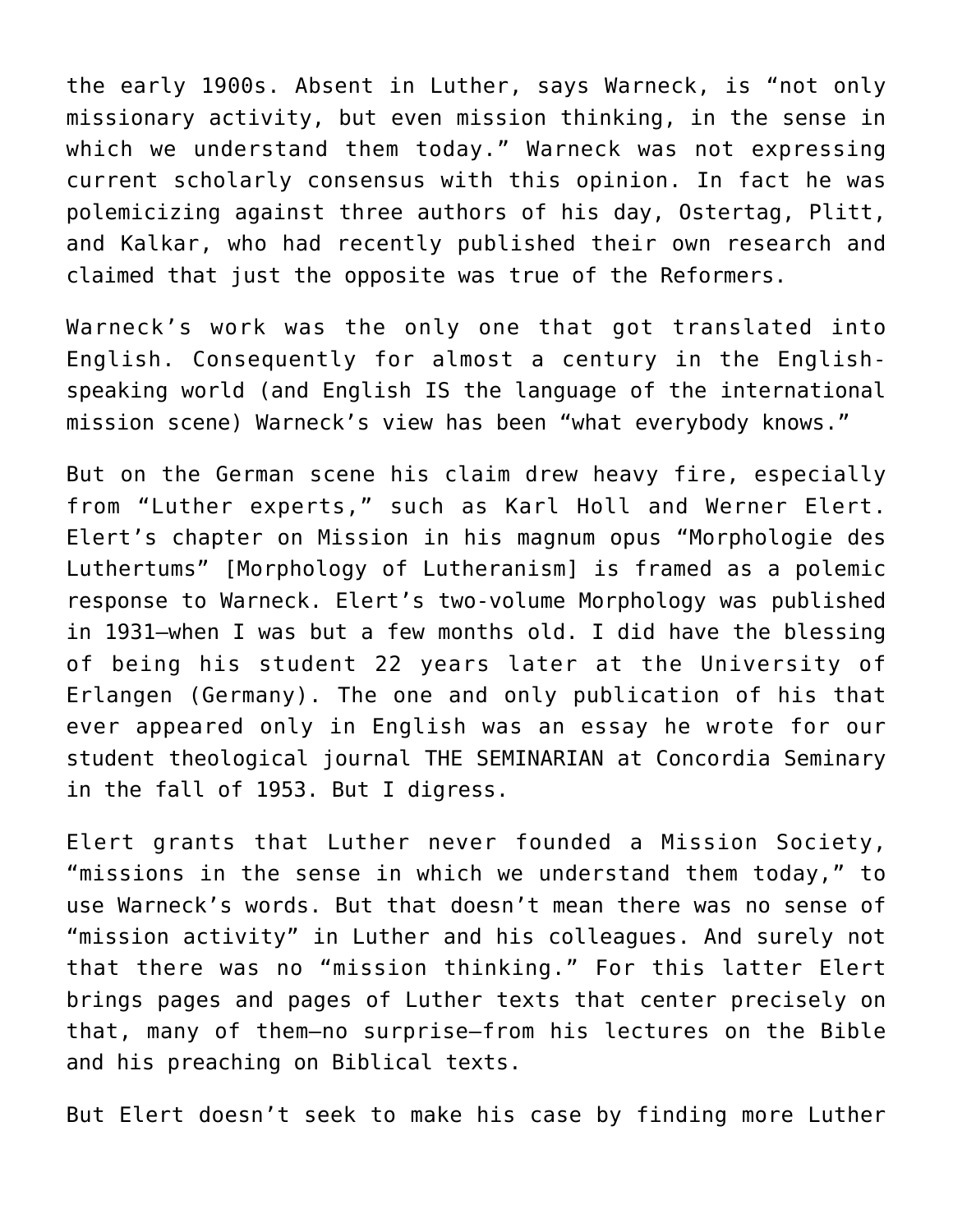the early 1900s. Absent in Luther, says Warneck, is "not only missionary activity, but even mission thinking, in the sense in which we understand them today." Warneck was not expressing current scholarly consensus with this opinion. In fact he was polemicizing against three authors of his day, Ostertag, Plitt, and Kalkar, who had recently published their own research and claimed that just the opposite was true of the Reformers.

Warneck's work was the only one that got translated into English. Consequently for almost a century in the English-speaking world (and English IS the language of the international mission scene) Warneck's view has been "what everybody knows."

But on the German scene his claim drew heavy fire, especially from "Luther experts," such as Karl Holl and Werner Elert. Elert's chapter on Mission in his magnum opus "Morphologie des Luthertums" [Morphology of Lutheranism] is framed as a polemic response to Warneck. Elert's two-volume Morphology was published in 1931—when I was but a few months old. I did have the blessing of being his student 22 years later at the University of Erlangen (Germany). The one and only publication of his that ever appeared only in English was an essay he wrote for our student theological journal THE SEMINARIAN at Concordia Seminary in the fall of 1953. But I digress.

Elert grants that Luther never founded a Mission Society, "missions in the sense in which we understand them today," to use Warneck's words. But that doesn't mean there was no sense of "mission activity" in Luther and his colleagues. And surely not that there was no "mission thinking." For this latter Elert brings pages and pages of Luther texts that center precisely on that, many of them—no surprise—from his lectures on the Bible and his preaching on Biblical texts.

But Elert doesn't seek to make his case by finding more Luther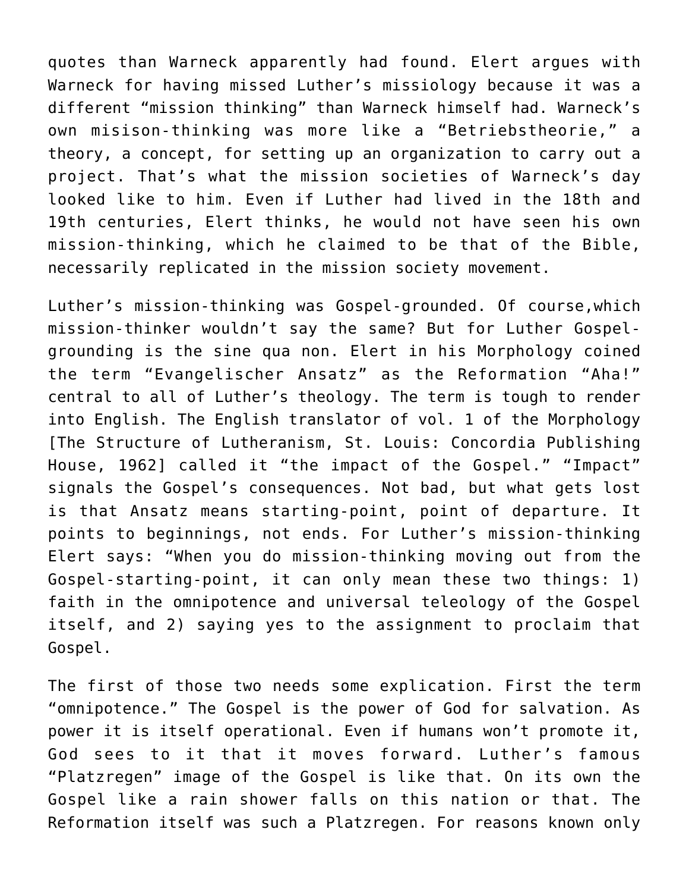quotes than Warneck apparently had found. Elert argues with Warneck for having missed Luther's missiology because it was a different "mission thinking" than Warneck himself had. Warneck's own misison-thinking was more like a "Betriebstheorie," a theory, a concept, for setting up an organization to carry out a project. That's what the mission societies of Warneck's day looked like to him. Even if Luther had lived in the 18th and 19th centuries, Elert thinks, he would not have seen his own mission-thinking, which he claimed to be that of the Bible, necessarily replicated in the mission society movement.

Luther's mission-thinking was Gospel-grounded. Of course,which mission-thinker wouldn't say the same? But for Luther Gospel-grounding is the sine qua non. Elert in his Morphology coined the term "Evangelischer Ansatz" as the Reformation "Aha!" central to all of Luther's theology. The term is tough to render into English. The English translator of vol. 1 of the Morphology [The Structure of Lutheranism, St. Louis: Concordia Publishing House, 1962] called it "the impact of the Gospel." "Impact" signals the Gospel's consequences. Not bad, but what gets lost is that Ansatz means starting-point, point of departure. It points to beginnings, not ends. For Luther's mission-thinking Elert says: "When you do mission-thinking moving out from the Gospel-starting-point, it can only mean these two things: 1) faith in the omnipotence and universal teleology of the Gospel itself, and 2) saying yes to the assignment to proclaim that Gospel.

The first of those two needs some explication. First the term "omnipotence." The Gospel is the power of God for salvation. As power it is itself operational. Even if humans won't promote it, God sees to it that it moves forward. Luther's famous "Platzregen" image of the Gospel is like that. On its own the Gospel like a rain shower falls on this nation or that. The Reformation itself was such a Platzregen. For reasons known only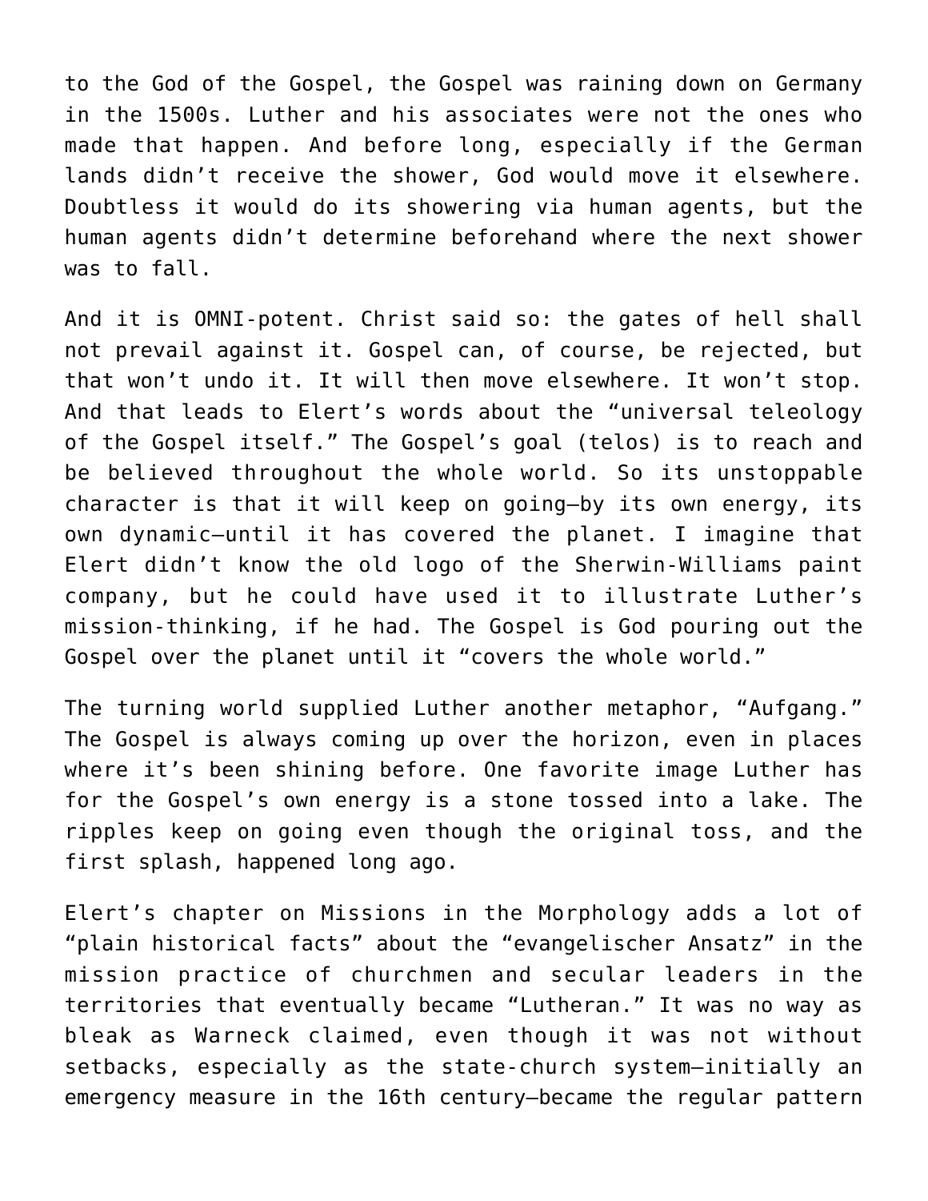to the God of the Gospel, the Gospel was raining down on Germany in the 1500s. Luther and his associates were not the ones who made that happen. And before long, especially if the German lands didn't receive the shower, God would move it elsewhere. Doubtless it would do its showering via human agents, but the human agents didn't determine beforehand where the next shower was to fall.

And it is OMNI-potent. Christ said so: the gates of hell shall not prevail against it. Gospel can, of course, be rejected, but that won't undo it. It will then move elsewhere. It won't stop. And that leads to Elert's words about the "universal teleology of the Gospel itself." The Gospel's goal (telos) is to reach and be believed throughout the whole world. So its unstoppable character is that it will keep on going—by its own energy, its own dynamic—until it has covered the planet. I imagine that Elert didn't know the old logo of the Sherwin-Williams paint company, but he could have used it to illustrate Luther's mission-thinking, if he had. The Gospel is God pouring out the Gospel over the planet until it "covers the whole world."

The turning world supplied Luther another metaphor, "Aufgang." The Gospel is always coming up over the horizon, even in places where it's been shining before. One favorite image Luther has for the Gospel's own energy is a stone tossed into a lake. The ripples keep on going even though the original toss, and the first splash, happened long ago.

Elert's chapter on Missions in the Morphology adds a lot of "plain historical facts" about the "evangelischer Ansatz" in the mission practice of churchmen and secular leaders in the territories that eventually became "Lutheran." It was no way as bleak as Warneck claimed, even though it was not without setbacks, especially as the state-church system—initially an emergency measure in the 16th century—became the regular pattern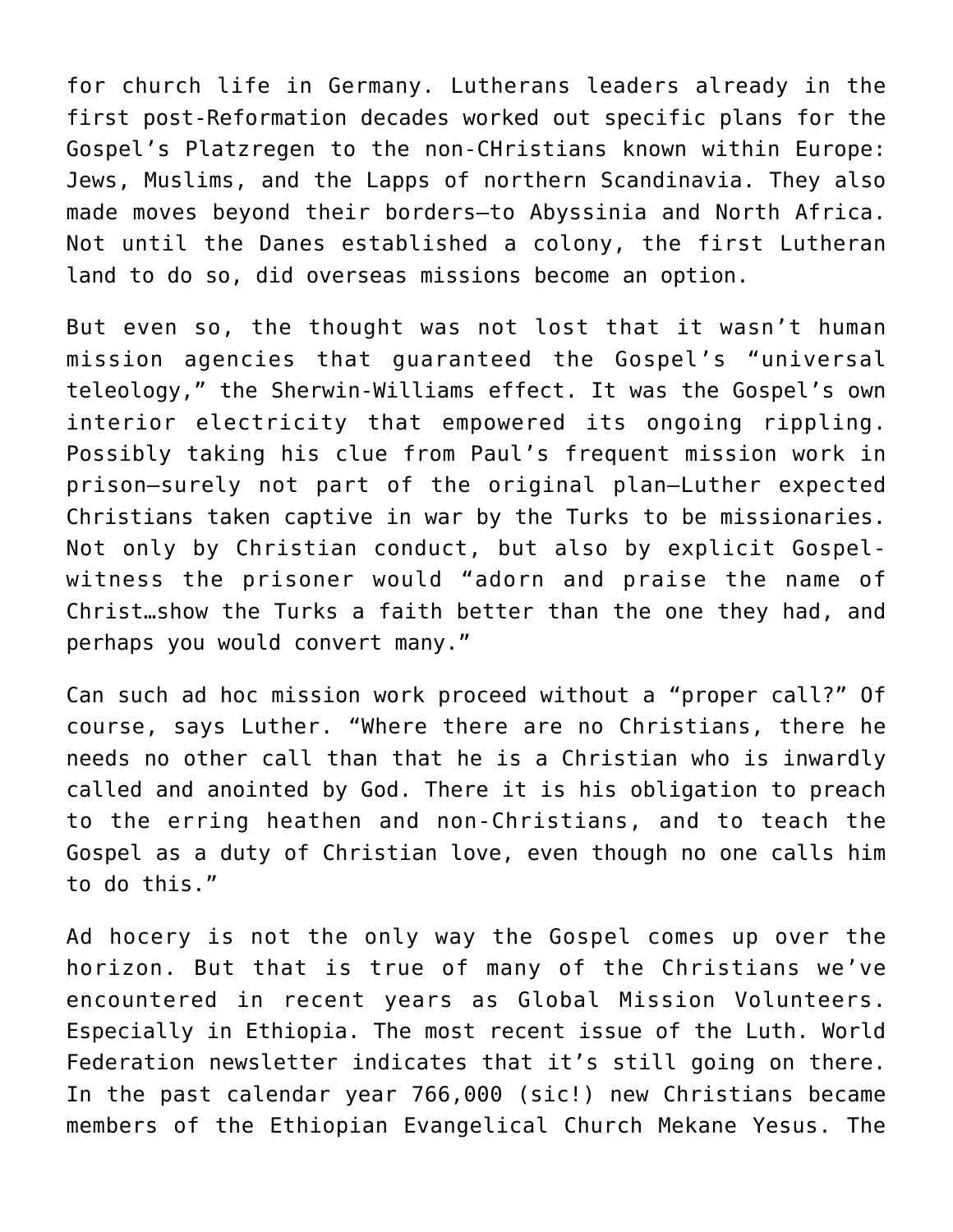for church life in Germany. Lutherans leaders already in the first post-Reformation decades worked out specific plans for the Gospel's Platzregen to the non-CHristians known within Europe: Jews, Muslims, and the Lapps of northern Scandinavia. They also made moves beyond their borders—to Abyssinia and North Africa. Not until the Danes established a colony, the first Lutheran land to do so, did overseas missions become an option.

But even so, the thought was not lost that it wasn't human mission agencies that guaranteed the Gospel's "universal teleology," the Sherwin-Williams effect. It was the Gospel's own interior electricity that empowered its ongoing rippling. Possibly taking his clue from Paul's frequent mission work in prison—surely not part of the original plan—Luther expected Christians taken captive in war by the Turks to be missionaries. Not only by Christian conduct, but also by explicit Gospel-witness the prisoner would "adorn and praise the name of Christ…show the Turks a faith better than the one they had, and perhaps you would convert many."

Can such ad hoc mission work proceed without a "proper call?" Of course, says Luther. "Where there are no Christians, there he needs no other call than that he is a Christian who is inwardly called and anointed by God. There it is his obligation to preach to the erring heathen and non-Christians, and to teach the Gospel as a duty of Christian love, even though no one calls him to do this."

Ad hocery is not the only way the Gospel comes up over the horizon. But that is true of many of the Christians we've encountered in recent years as Global Mission Volunteers. Especially in Ethiopia. The most recent issue of the Luth. World Federation newsletter indicates that it's still going on there. In the past calendar year 766,000 (sic!) new Christians became members of the Ethiopian Evangelical Church Mekane Yesus. The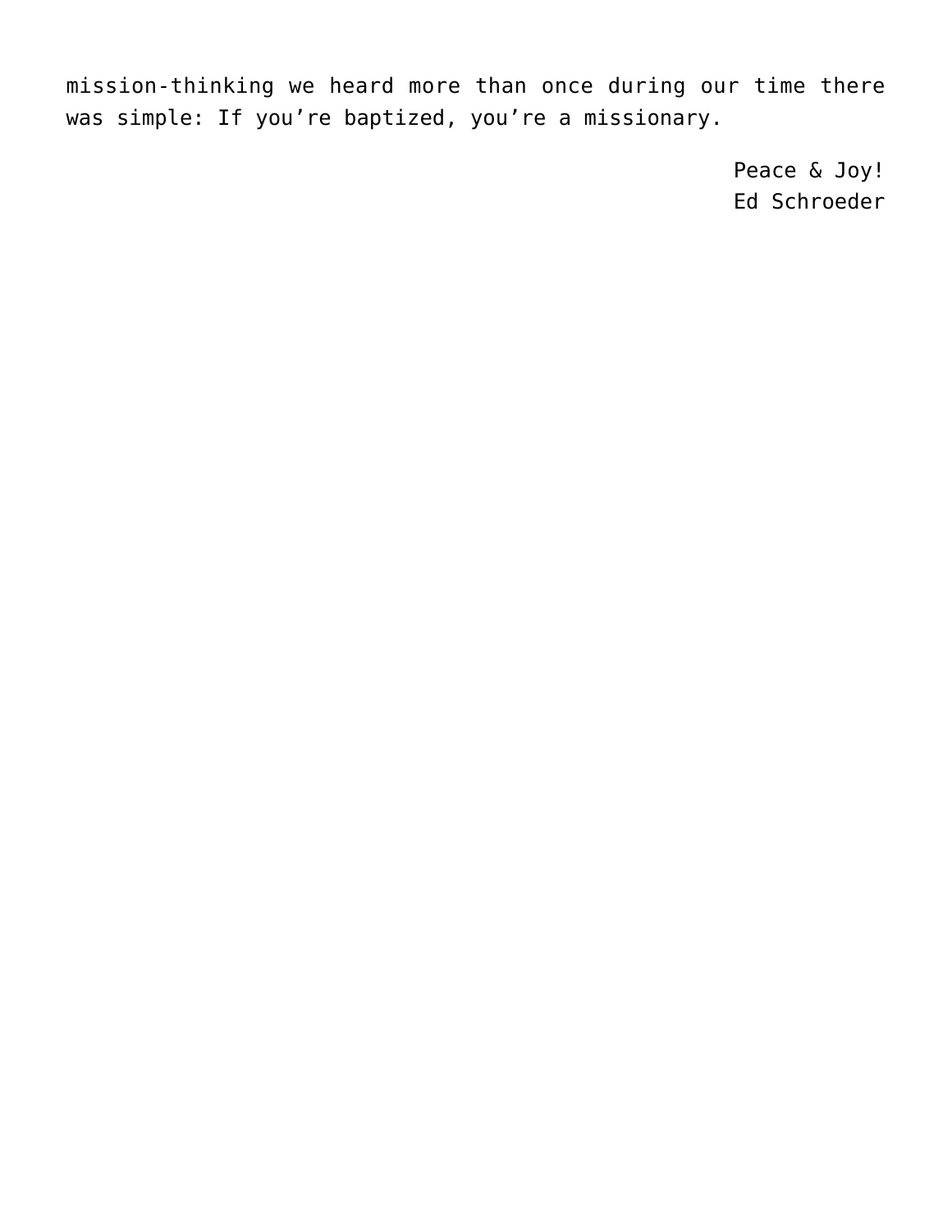mission-thinking we heard more than once during our time there was simple: If you're baptized, you're a missionary.

Peace & Joy!
Ed Schroeder